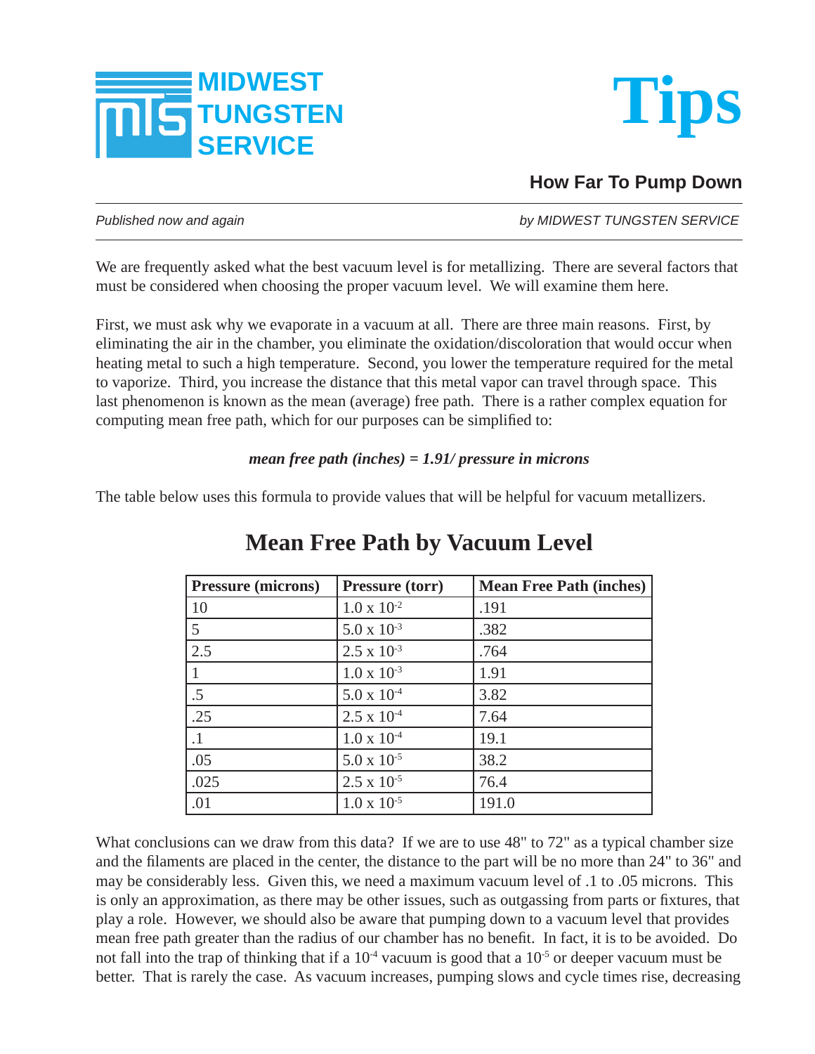MIDWEST TUNGSTEN SERVICE

# Tips

## How Far To Pump Down

*Published now and again* — *by MIDWEST TUNGSTEN SERVICE*

We are frequently asked what the best vacuum level is for metallizing. There are several factors that must be considered when choosing the proper vacuum level. We will examine them here.

First, we must ask why we evaporate in a vacuum at all. There are three main reasons. First, by eliminating the air in the chamber, you eliminate the oxidation/discoloration that would occur when heating metal to such a high temperature. Second, you lower the temperature required for the metal to vaporize. Third, you increase the distance that this metal vapor can travel through space. This last phenomenon is known as the mean (average) free path. There is a rather complex equation for computing mean free path, which for our purposes can be simplified to:

***mean free path (inches) = 1.91/ pressure in microns***

The table below uses this formula to provide values that will be helpful for vacuum metallizers.

## Mean Free Path by Vacuum Level

| Pressure (microns) | Pressure (torr) | Mean Free Path (inches) |
|---|---|---|
| 10 | $1.0 \times 10^{-2}$ | .191 |
| 5 | $5.0 \times 10^{-3}$ | .382 |
| 2.5 | $2.5 \times 10^{-3}$ | .764 |
| 1 | $1.0 \times 10^{-3}$ | 1.91 |
| .5 | $5.0 \times 10^{-4}$ | 3.82 |
| .25 | $2.5 \times 10^{-4}$ | 7.64 |
| .1 | $1.0 \times 10^{-4}$ | 19.1 |
| .05 | $5.0 \times 10^{-5}$ | 38.2 |
| .025 | $2.5 \times 10^{-5}$ | 76.4 |
| .01 | $1.0 \times 10^{-5}$ | 191.0 |

What conclusions can we draw from this data? If we are to use 48" to 72" as a typical chamber size and the filaments are placed in the center, the distance to the part will be no more than 24" to 36" and may be considerably less. Given this, we need a maximum vacuum level of .1 to .05 microns. This is only an approximation, as there may be other issues, such as outgassing from parts or fixtures, that play a role. However, we should also be aware that pumping down to a vacuum level that provides mean free path greater than the radius of our chamber has no benefit. In fact, it is to be avoided. Do not fall into the trap of thinking that if a $10^{-4}$ vacuum is good that a $10^{-5}$ or deeper vacuum must be better. That is rarely the case. As vacuum increases, pumping slows and cycle times rise, decreasing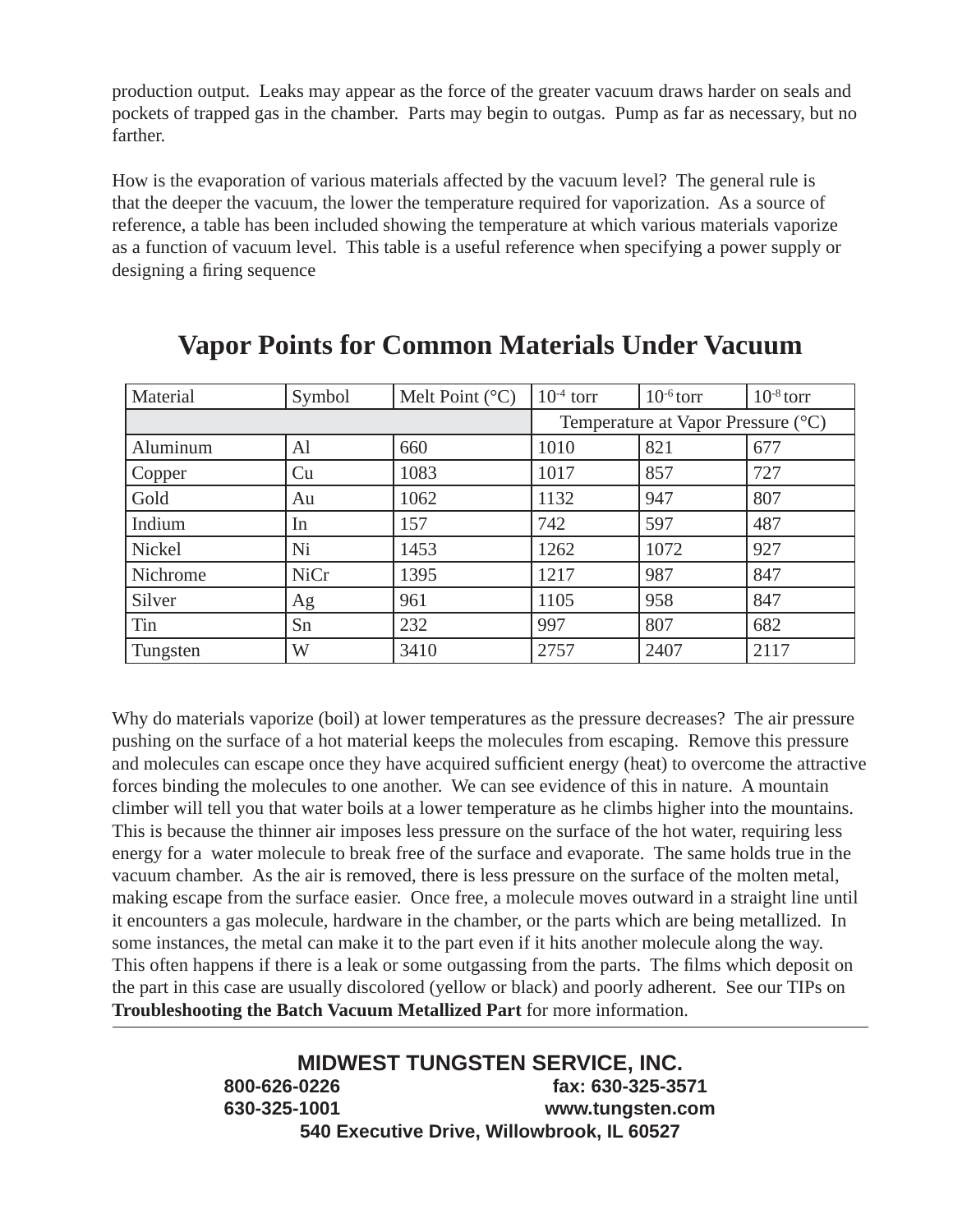production output. Leaks may appear as the force of the greater vacuum draws harder on seals and pockets of trapped gas in the chamber. Parts may begin to outgas. Pump as far as necessary, but no farther.

How is the evaporation of various materials affected by the vacuum level? The general rule is that the deeper the vacuum, the lower the temperature required for vaporization. As a source of reference, a table has been included showing the temperature at which various materials vaporize as a function of vacuum level. This table is a useful reference when specifying a power supply or designing a firing sequence

# Vapor Points for Common Materials Under Vacuum

| Material | Symbol | Melt Point (°C) | $10^{-4}$ torr | $10^{-6}$ torr | $10^{-8}$ torr |
|---|---|---|---|---|---|
| | | | Temperature at Vapor Pressure (°C) | | |
| Aluminum | Al | 660 | 1010 | 821 | 677 |
| Copper | Cu | 1083 | 1017 | 857 | 727 |
| Gold | Au | 1062 | 1132 | 947 | 807 |
| Indium | In | 157 | 742 | 597 | 487 |
| Nickel | Ni | 1453 | 1262 | 1072 | 927 |
| Nichrome | NiCr | 1395 | 1217 | 987 | 847 |
| Silver | Ag | 961 | 1105 | 958 | 847 |
| Tin | Sn | 232 | 997 | 807 | 682 |
| Tungsten | W | 3410 | 2757 | 2407 | 2117 |

Why do materials vaporize (boil) at lower temperatures as the pressure decreases? The air pressure pushing on the surface of a hot material keeps the molecules from escaping. Remove this pressure and molecules can escape once they have acquired sufficient energy (heat) to overcome the attractive forces binding the molecules to one another. We can see evidence of this in nature. A mountain climber will tell you that water boils at a lower temperature as he climbs higher into the mountains. This is because the thinner air imposes less pressure on the surface of the hot water, requiring less energy for a water molecule to break free of the surface and evaporate. The same holds true in the vacuum chamber. As the air is removed, there is less pressure on the surface of the molten metal, making escape from the surface easier. Once free, a molecule moves outward in a straight line until it encounters a gas molecule, hardware in the chamber, or the parts which are being metallized. In some instances, the metal can make it to the part even if it hits another molecule along the way. This often happens if there is a leak or some outgassing from the parts. The films which deposit on the part in this case are usually discolored (yellow or black) and poorly adherent. See our TIPs on **Troubleshooting the Batch Vacuum Metallized Part** for more information.

**MIDWEST TUNGSTEN SERVICE, INC.**

**800-626-0226** **fax: 630-325-3571**

**630-325-1001** **www.tungsten.com**

**540 Executive Drive, Willowbrook, IL 60527**